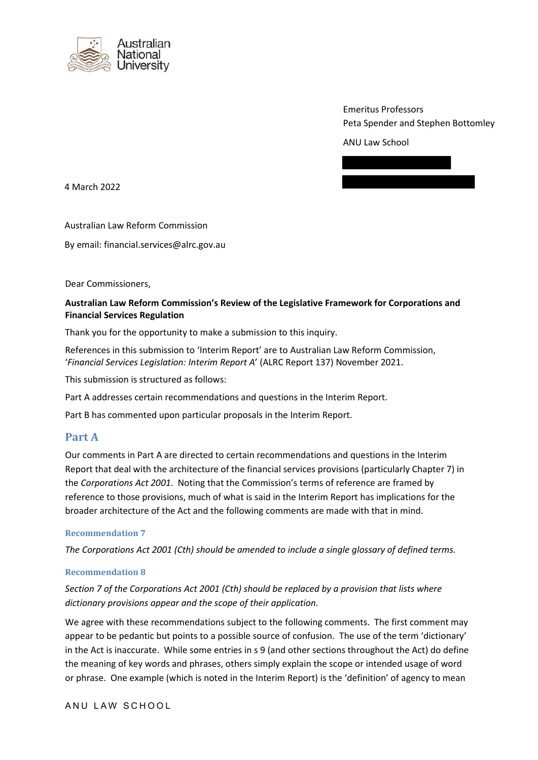Emeritus Professors
Peta Spender and Stephen Bottomley

ANU Law School

4 March 2022

Australian Law Reform Commission

By email: financial.services@alrc.gov.au

Dear Commissioners,

**Australian Law Reform Commission's Review of the Legislative Framework for Corporations and Financial Services Regulation**

Thank you for the opportunity to make a submission to this inquiry.

References in this submission to 'Interim Report' are to Australian Law Reform Commission, '*Financial Services Legislation: Interim Report A*' (ALRC Report 137) November 2021.

This submission is structured as follows:

Part A addresses certain recommendations and questions in the Interim Report.

Part B has commented upon particular proposals in the Interim Report.

## Part A

Our comments in Part A are directed to certain recommendations and questions in the Interim Report that deal with the architecture of the financial services provisions (particularly Chapter 7) in the *Corporations Act 2001*. Noting that the Commission's terms of reference are framed by reference to those provisions, much of what is said in the Interim Report has implications for the broader architecture of the Act and the following comments are made with that in mind.

### Recommendation 7

*The Corporations Act 2001 (Cth) should be amended to include a single glossary of defined terms.*

### Recommendation 8

*Section 7 of the Corporations Act 2001 (Cth) should be replaced by a provision that lists where dictionary provisions appear and the scope of their application.*

We agree with these recommendations subject to the following comments. The first comment may appear to be pedantic but points to a possible source of confusion. The use of the term 'dictionary' in the Act is inaccurate. While some entries in s 9 (and other sections throughout the Act) do define the meaning of key words and phrases, others simply explain the scope or intended usage of word or phrase. One example (which is noted in the Interim Report) is the 'definition' of agency to mean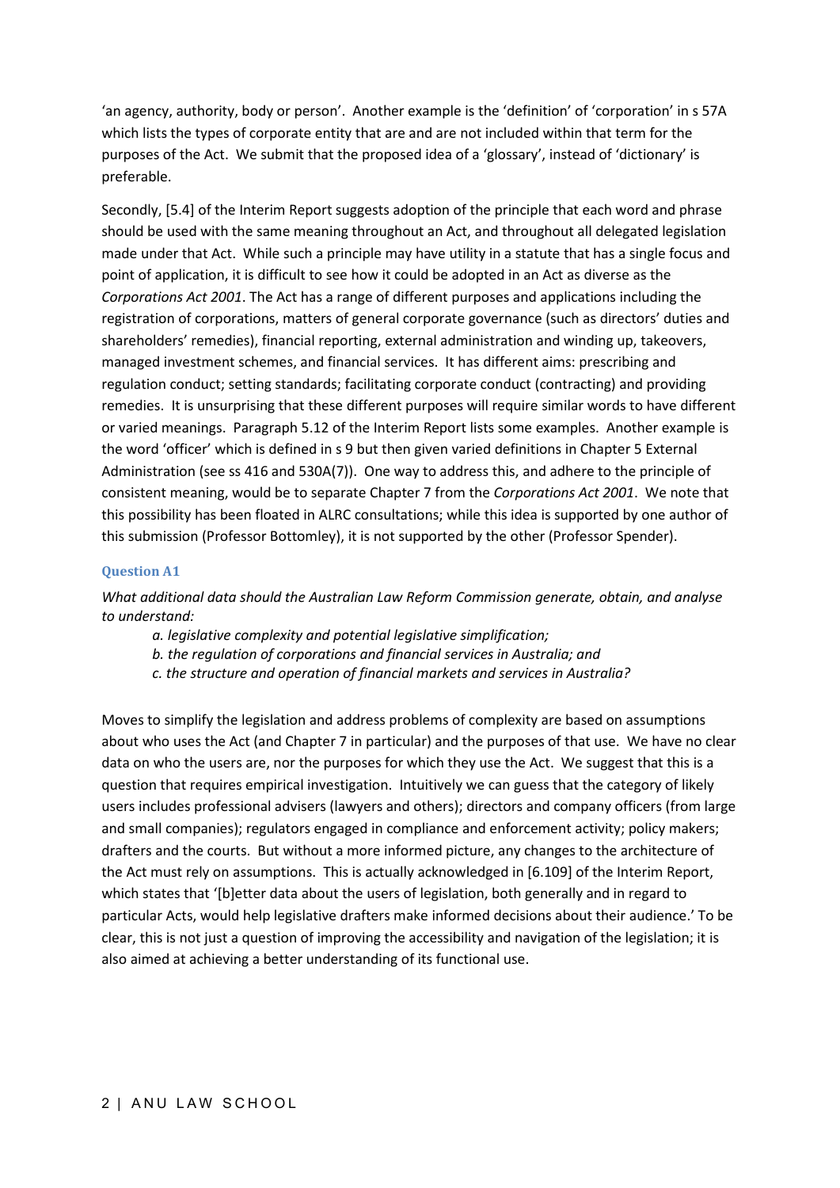'an agency, authority, body or person'. Another example is the 'definition' of 'corporation' in s 57A which lists the types of corporate entity that are and are not included within that term for the purposes of the Act. We submit that the proposed idea of a 'glossary', instead of 'dictionary' is preferable.

Secondly, [5.4] of the Interim Report suggests adoption of the principle that each word and phrase should be used with the same meaning throughout an Act, and throughout all delegated legislation made under that Act. While such a principle may have utility in a statute that has a single focus and point of application, it is difficult to see how it could be adopted in an Act as diverse as the *Corporations Act 2001*. The Act has a range of different purposes and applications including the registration of corporations, matters of general corporate governance (such as directors' duties and shareholders' remedies), financial reporting, external administration and winding up, takeovers, managed investment schemes, and financial services. It has different aims: prescribing and regulation conduct; setting standards; facilitating corporate conduct (contracting) and providing remedies. It is unsurprising that these different purposes will require similar words to have different or varied meanings. Paragraph 5.12 of the Interim Report lists some examples. Another example is the word 'officer' which is defined in s 9 but then given varied definitions in Chapter 5 External Administration (see ss 416 and 530A(7)). One way to address this, and adhere to the principle of consistent meaning, would be to separate Chapter 7 from the *Corporations Act 2001*. We note that this possibility has been floated in ALRC consultations; while this idea is supported by one author of this submission (Professor Bottomley), it is not supported by the other (Professor Spender).

### Question A1

*What additional data should the Australian Law Reform Commission generate, obtain, and analyse to understand:*

*a. legislative complexity and potential legislative simplification;*
*b. the regulation of corporations and financial services in Australia; and*
*c. the structure and operation of financial markets and services in Australia?*

Moves to simplify the legislation and address problems of complexity are based on assumptions about who uses the Act (and Chapter 7 in particular) and the purposes of that use. We have no clear data on who the users are, nor the purposes for which they use the Act. We suggest that this is a question that requires empirical investigation. Intuitively we can guess that the category of likely users includes professional advisers (lawyers and others); directors and company officers (from large and small companies); regulators engaged in compliance and enforcement activity; policy makers; drafters and the courts. But without a more informed picture, any changes to the architecture of the Act must rely on assumptions. This is actually acknowledged in [6.109] of the Interim Report, which states that '[b]etter data about the users of legislation, both generally and in regard to particular Acts, would help legislative drafters make informed decisions about their audience.' To be clear, this is not just a question of improving the accessibility and navigation of the legislation; it is also aimed at achieving a better understanding of its functional use.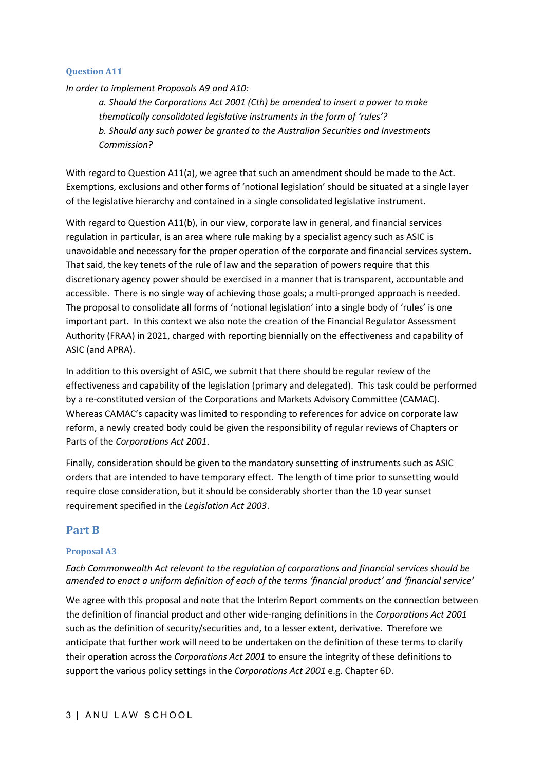### Question A11

*In order to implement Proposals A9 and A10:*

> *a. Should the Corporations Act 2001 (Cth) be amended to insert a power to make thematically consolidated legislative instruments in the form of 'rules'?*
>
> *b. Should any such power be granted to the Australian Securities and Investments Commission?*

With regard to Question A11(a), we agree that such an amendment should be made to the Act. Exemptions, exclusions and other forms of 'notional legislation' should be situated at a single layer of the legislative hierarchy and contained in a single consolidated legislative instrument.

With regard to Question A11(b), in our view, corporate law in general, and financial services regulation in particular, is an area where rule making by a specialist agency such as ASIC is unavoidable and necessary for the proper operation of the corporate and financial services system. That said, the key tenets of the rule of law and the separation of powers require that this discretionary agency power should be exercised in a manner that is transparent, accountable and accessible. There is no single way of achieving those goals; a multi-pronged approach is needed. The proposal to consolidate all forms of 'notional legislation' into a single body of 'rules' is one important part. In this context we also note the creation of the Financial Regulator Assessment Authority (FRAA) in 2021, charged with reporting biennially on the effectiveness and capability of ASIC (and APRA).

In addition to this oversight of ASIC, we submit that there should be regular review of the effectiveness and capability of the legislation (primary and delegated). This task could be performed by a re-constituted version of the Corporations and Markets Advisory Committee (CAMAC). Whereas CAMAC's capacity was limited to responding to references for advice on corporate law reform, a newly created body could be given the responsibility of regular reviews of Chapters or Parts of the *Corporations Act 2001*.

Finally, consideration should be given to the mandatory sunsetting of instruments such as ASIC orders that are intended to have temporary effect. The length of time prior to sunsetting would require close consideration, but it should be considerably shorter than the 10 year sunset requirement specified in the *Legislation Act 2003*.

## Part B

### Proposal A3

*Each Commonwealth Act relevant to the regulation of corporations and financial services should be amended to enact a uniform definition of each of the terms 'financial product' and 'financial service'*

We agree with this proposal and note that the Interim Report comments on the connection between the definition of financial product and other wide-ranging definitions in the *Corporations Act 2001* such as the definition of security/securities and, to a lesser extent, derivative. Therefore we anticipate that further work will need to be undertaken on the definition of these terms to clarify their operation across the *Corporations Act 2001* to ensure the integrity of these definitions to support the various policy settings in the *Corporations Act 2001* e.g. Chapter 6D.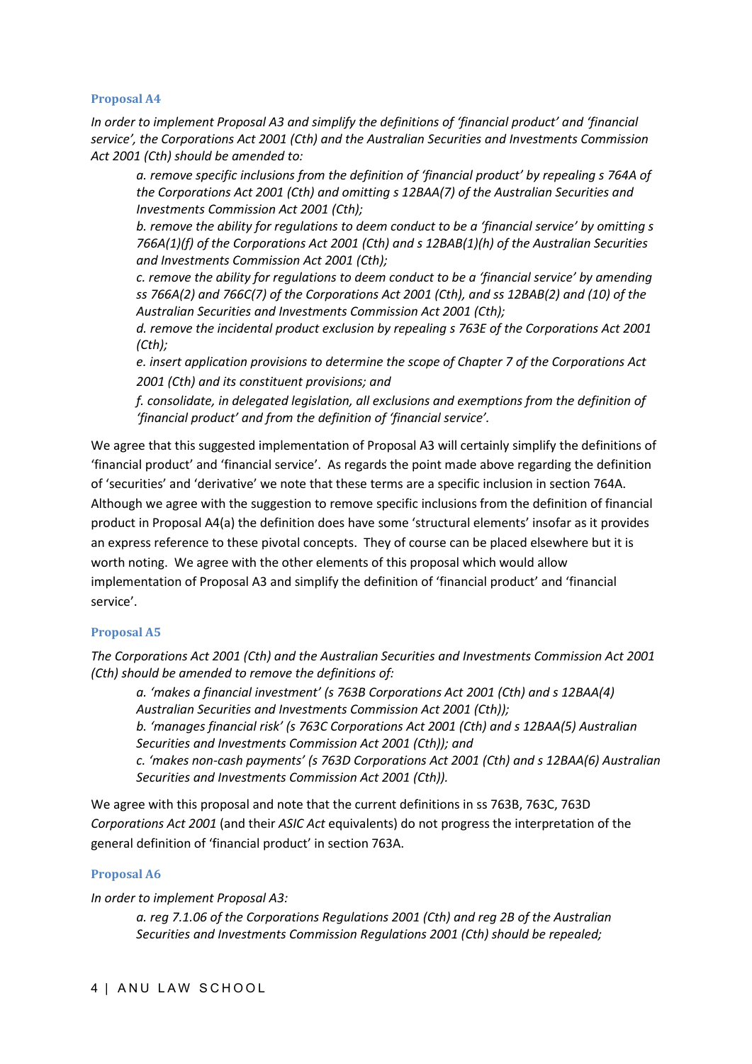### Proposal A4

*In order to implement Proposal A3 and simplify the definitions of 'financial product' and 'financial service', the Corporations Act 2001 (Cth) and the Australian Securities and Investments Commission Act 2001 (Cth) should be amended to:*

> *a. remove specific inclusions from the definition of 'financial product' by repealing s 764A of the Corporations Act 2001 (Cth) and omitting s 12BAA(7) of the Australian Securities and Investments Commission Act 2001 (Cth);*
>
> *b. remove the ability for regulations to deem conduct to be a 'financial service' by omitting s 766A(1)(f) of the Corporations Act 2001 (Cth) and s 12BAB(1)(h) of the Australian Securities and Investments Commission Act 2001 (Cth);*
>
> *c. remove the ability for regulations to deem conduct to be a 'financial service' by amending ss 766A(2) and 766C(7) of the Corporations Act 2001 (Cth), and ss 12BAB(2) and (10) of the Australian Securities and Investments Commission Act 2001 (Cth);*
>
> *d. remove the incidental product exclusion by repealing s 763E of the Corporations Act 2001 (Cth);*
>
> *e. insert application provisions to determine the scope of Chapter 7 of the Corporations Act 2001 (Cth) and its constituent provisions; and*
>
> *f. consolidate, in delegated legislation, all exclusions and exemptions from the definition of 'financial product' and from the definition of 'financial service'.*

We agree that this suggested implementation of Proposal A3 will certainly simplify the definitions of 'financial product' and 'financial service'. As regards the point made above regarding the definition of 'securities' and 'derivative' we note that these terms are a specific inclusion in section 764A. Although we agree with the suggestion to remove specific inclusions from the definition of financial product in Proposal A4(a) the definition does have some 'structural elements' insofar as it provides an express reference to these pivotal concepts. They of course can be placed elsewhere but it is worth noting. We agree with the other elements of this proposal which would allow implementation of Proposal A3 and simplify the definition of 'financial product' and 'financial service'.

### Proposal A5

*The Corporations Act 2001 (Cth) and the Australian Securities and Investments Commission Act 2001 (Cth) should be amended to remove the definitions of:*

> *a. 'makes a financial investment' (s 763B Corporations Act 2001 (Cth) and s 12BAA(4) Australian Securities and Investments Commission Act 2001 (Cth));*
>
> *b. 'manages financial risk' (s 763C Corporations Act 2001 (Cth) and s 12BAA(5) Australian Securities and Investments Commission Act 2001 (Cth)); and*
>
> *c. 'makes non-cash payments' (s 763D Corporations Act 2001 (Cth) and s 12BAA(6) Australian Securities and Investments Commission Act 2001 (Cth)).*

We agree with this proposal and note that the current definitions in ss 763B, 763C, 763D *Corporations Act 2001* (and their *ASIC Act* equivalents) do not progress the interpretation of the general definition of 'financial product' in section 763A.

### Proposal A6

*In order to implement Proposal A3:*

> *a. reg 7.1.06 of the Corporations Regulations 2001 (Cth) and reg 2B of the Australian Securities and Investments Commission Regulations 2001 (Cth) should be repealed;*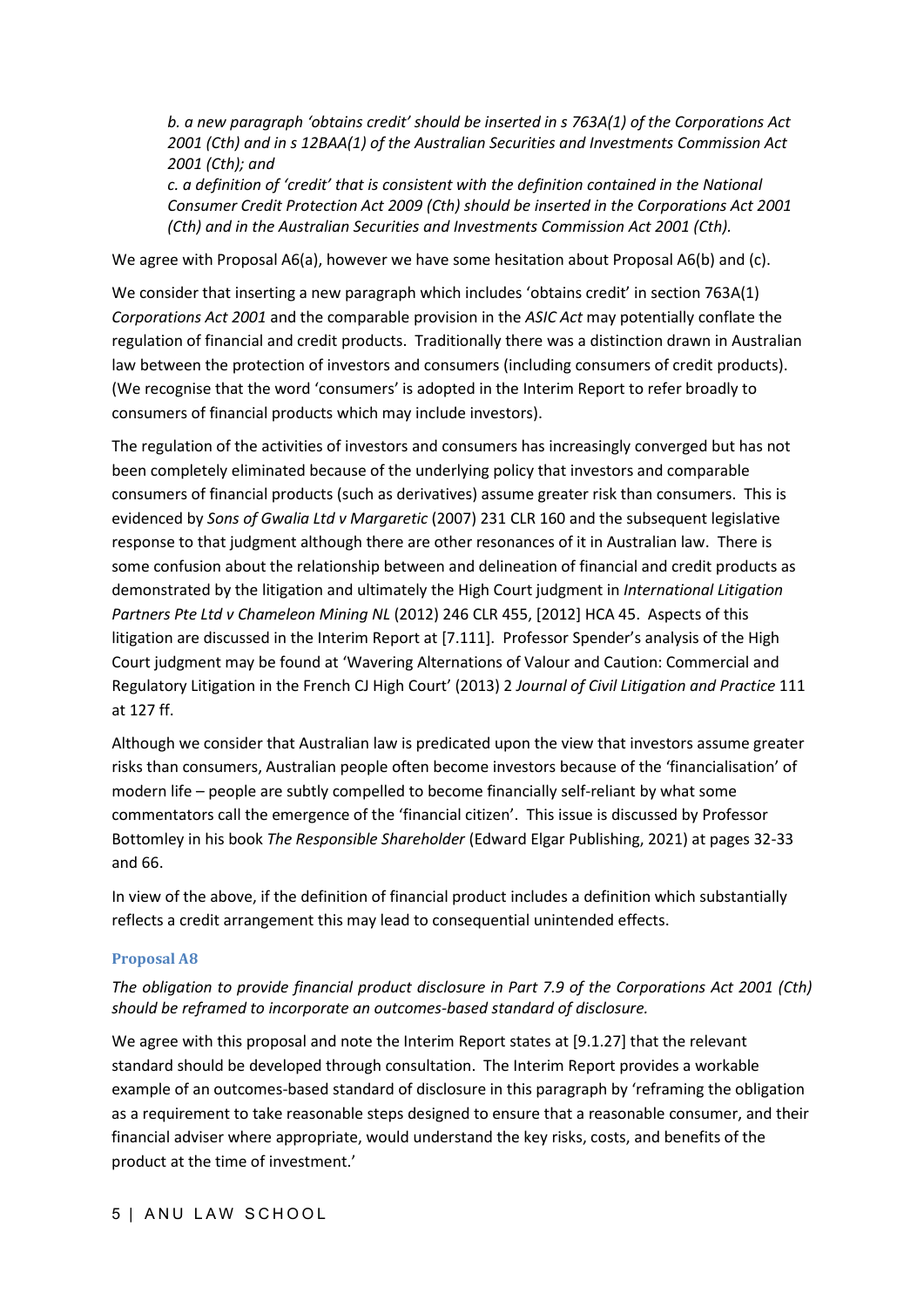*b. a new paragraph 'obtains credit' should be inserted in s 763A(1) of the Corporations Act 2001 (Cth) and in s 12BAA(1) of the Australian Securities and Investments Commission Act 2001 (Cth); and*

*c. a definition of 'credit' that is consistent with the definition contained in the National Consumer Credit Protection Act 2009 (Cth) should be inserted in the Corporations Act 2001 (Cth) and in the Australian Securities and Investments Commission Act 2001 (Cth).*

We agree with Proposal A6(a), however we have some hesitation about Proposal A6(b) and (c).

We consider that inserting a new paragraph which includes 'obtains credit' in section 763A(1) *Corporations Act 2001* and the comparable provision in the *ASIC Act* may potentially conflate the regulation of financial and credit products. Traditionally there was a distinction drawn in Australian law between the protection of investors and consumers (including consumers of credit products). (We recognise that the word 'consumers' is adopted in the Interim Report to refer broadly to consumers of financial products which may include investors).

The regulation of the activities of investors and consumers has increasingly converged but has not been completely eliminated because of the underlying policy that investors and comparable consumers of financial products (such as derivatives) assume greater risk than consumers. This is evidenced by *Sons of Gwalia Ltd v Margaretic* (2007) 231 CLR 160 and the subsequent legislative response to that judgment although there are other resonances of it in Australian law. There is some confusion about the relationship between and delineation of financial and credit products as demonstrated by the litigation and ultimately the High Court judgment in *International Litigation Partners Pte Ltd v Chameleon Mining NL* (2012) 246 CLR 455, [2012] HCA 45. Aspects of this litigation are discussed in the Interim Report at [7.111]. Professor Spender's analysis of the High Court judgment may be found at 'Wavering Alternations of Valour and Caution: Commercial and Regulatory Litigation in the French CJ High Court' (2013) 2 *Journal of Civil Litigation and Practice* 111 at 127 ff.

Although we consider that Australian law is predicated upon the view that investors assume greater risks than consumers, Australian people often become investors because of the 'financialisation' of modern life – people are subtly compelled to become financially self-reliant by what some commentators call the emergence of the 'financial citizen'. This issue is discussed by Professor Bottomley in his book *The Responsible Shareholder* (Edward Elgar Publishing, 2021) at pages 32-33 and 66.

In view of the above, if the definition of financial product includes a definition which substantially reflects a credit arrangement this may lead to consequential unintended effects.

### Proposal A8

*The obligation to provide financial product disclosure in Part 7.9 of the Corporations Act 2001 (Cth) should be reframed to incorporate an outcomes-based standard of disclosure.*

We agree with this proposal and note the Interim Report states at [9.1.27] that the relevant standard should be developed through consultation. The Interim Report provides a workable example of an outcomes-based standard of disclosure in this paragraph by 'reframing the obligation as a requirement to take reasonable steps designed to ensure that a reasonable consumer, and their financial adviser where appropriate, would understand the key risks, costs, and benefits of the product at the time of investment.'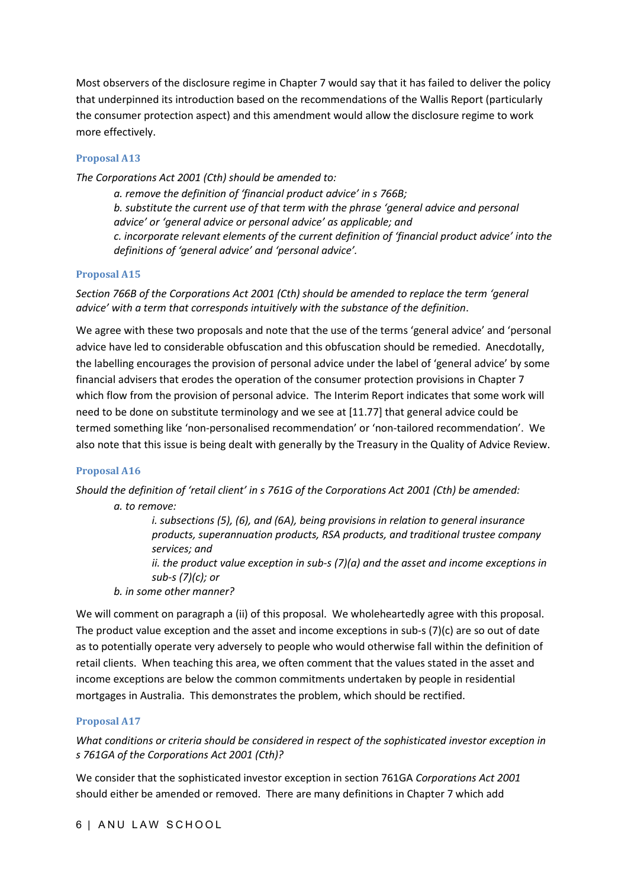Most observers of the disclosure regime in Chapter 7 would say that it has failed to deliver the policy that underpinned its introduction based on the recommendations of the Wallis Report (particularly the consumer protection aspect) and this amendment would allow the disclosure regime to work more effectively.

#### Proposal A13

*The Corporations Act 2001 (Cth) should be amended to:*

> *a. remove the definition of 'financial product advice' in s 766B;*
> *b. substitute the current use of that term with the phrase 'general advice and personal advice' or 'general advice or personal advice' as applicable; and*
> *c. incorporate relevant elements of the current definition of 'financial product advice' into the definitions of 'general advice' and 'personal advice'.*

#### Proposal A15

*Section 766B of the Corporations Act 2001 (Cth) should be amended to replace the term 'general advice' with a term that corresponds intuitively with the substance of the definition*.

We agree with these two proposals and note that the use of the terms 'general advice' and 'personal advice have led to considerable obfuscation and this obfuscation should be remedied. Anecdotally, the labelling encourages the provision of personal advice under the label of 'general advice' by some financial advisers that erodes the operation of the consumer protection provisions in Chapter 7 which flow from the provision of personal advice. The Interim Report indicates that some work will need to be done on substitute terminology and we see at [11.77] that general advice could be termed something like 'non-personalised recommendation' or 'non-tailored recommendation'. We also note that this issue is being dealt with generally by the Treasury in the Quality of Advice Review.

#### Proposal A16

*Should the definition of 'retail client' in s 761G of the Corporations Act 2001 (Cth) be amended:*

> *a. to remove:*
>
> > *i. subsections (5), (6), and (6A), being provisions in relation to general insurance products, superannuation products, RSA products, and traditional trustee company services; and*
> > *ii. the product value exception in sub-s (7)(a) and the asset and income exceptions in sub-s (7)(c); or*
>
> *b. in some other manner?*

We will comment on paragraph a (ii) of this proposal. We wholeheartedly agree with this proposal. The product value exception and the asset and income exceptions in sub-s (7)(c) are so out of date as to potentially operate very adversely to people who would otherwise fall within the definition of retail clients. When teaching this area, we often comment that the values stated in the asset and income exceptions are below the common commitments undertaken by people in residential mortgages in Australia. This demonstrates the problem, which should be rectified.

#### Proposal A17

*What conditions or criteria should be considered in respect of the sophisticated investor exception in s 761GA of the Corporations Act 2001 (Cth)?*

We consider that the sophisticated investor exception in section 761GA *Corporations Act 2001* should either be amended or removed. There are many definitions in Chapter 7 which add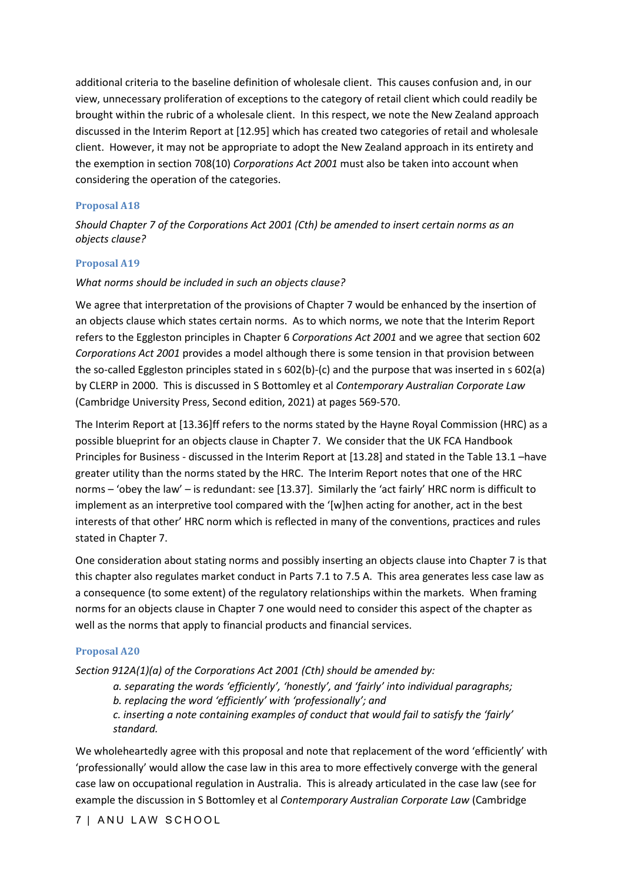additional criteria to the baseline definition of wholesale client. This causes confusion and, in our view, unnecessary proliferation of exceptions to the category of retail client which could readily be brought within the rubric of a wholesale client. In this respect, we note the New Zealand approach discussed in the Interim Report at [12.95] which has created two categories of retail and wholesale client. However, it may not be appropriate to adopt the New Zealand approach in its entirety and the exemption in section 708(10) *Corporations Act 2001* must also be taken into account when considering the operation of the categories.

### Proposal A18

*Should Chapter 7 of the Corporations Act 2001 (Cth) be amended to insert certain norms as an objects clause?*

### Proposal A19

*What norms should be included in such an objects clause?*

We agree that interpretation of the provisions of Chapter 7 would be enhanced by the insertion of an objects clause which states certain norms. As to which norms, we note that the Interim Report refers to the Eggleston principles in Chapter 6 *Corporations Act 2001* and we agree that section 602 *Corporations Act 2001* provides a model although there is some tension in that provision between the so-called Eggleston principles stated in s 602(b)-(c) and the purpose that was inserted in s 602(a) by CLERP in 2000. This is discussed in S Bottomley et al *Contemporary Australian Corporate Law* (Cambridge University Press, Second edition, 2021) at pages 569-570.

The Interim Report at [13.36]ff refers to the norms stated by the Hayne Royal Commission (HRC) as a possible blueprint for an objects clause in Chapter 7. We consider that the UK FCA Handbook Principles for Business - discussed in the Interim Report at [13.28] and stated in the Table 13.1 –have greater utility than the norms stated by the HRC. The Interim Report notes that one of the HRC norms – 'obey the law' – is redundant: see [13.37]. Similarly the 'act fairly' HRC norm is difficult to implement as an interpretive tool compared with the '[w]hen acting for another, act in the best interests of that other' HRC norm which is reflected in many of the conventions, practices and rules stated in Chapter 7.

One consideration about stating norms and possibly inserting an objects clause into Chapter 7 is that this chapter also regulates market conduct in Parts 7.1 to 7.5 A. This area generates less case law as a consequence (to some extent) of the regulatory relationships within the markets. When framing norms for an objects clause in Chapter 7 one would need to consider this aspect of the chapter as well as the norms that apply to financial products and financial services.

### Proposal A20

*Section 912A(1)(a) of the Corporations Act 2001 (Cth) should be amended by:*

> *a. separating the words 'efficiently', 'honestly', and 'fairly' into individual paragraphs;*
> *b. replacing the word 'efficiently' with 'professionally'; and*
> *c. inserting a note containing examples of conduct that would fail to satisfy the 'fairly' standard.*

We wholeheartedly agree with this proposal and note that replacement of the word 'efficiently' with 'professionally' would allow the case law in this area to more effectively converge with the general case law on occupational regulation in Australia. This is already articulated in the case law (see for example the discussion in S Bottomley et al *Contemporary Australian Corporate Law* (Cambridge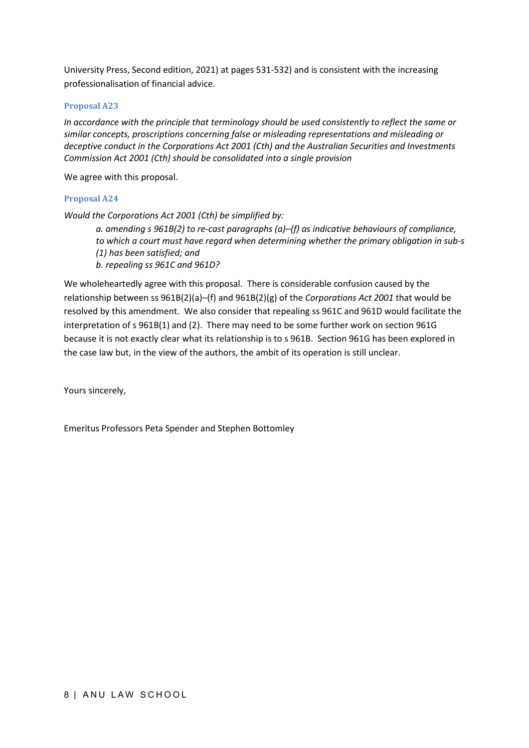University Press, Second edition, 2021) at pages 531-532) and is consistent with the increasing professionalisation of financial advice.

### Proposal A23

*In accordance with the principle that terminology should be used consistently to reflect the same or similar concepts, proscriptions concerning false or misleading representations and misleading or deceptive conduct in the Corporations Act 2001 (Cth) and the Australian Securities and Investments Commission Act 2001 (Cth) should be consolidated into a single provision*

We agree with this proposal.

### Proposal A24

*Would the Corporations Act 2001 (Cth) be simplified by:*

> *a. amending s 961B(2) to re-cast paragraphs (a)–(f) as indicative behaviours of compliance, to which a court must have regard when determining whether the primary obligation in sub-s (1) has been satisfied; and*
> *b. repealing ss 961C and 961D?*

We wholeheartedly agree with this proposal. There is considerable confusion caused by the relationship between ss 961B(2)(a)–(f) and 961B(2)(g) of the *Corporations Act 2001* that would be resolved by this amendment. We also consider that repealing ss 961C and 961D would facilitate the interpretation of s 961B(1) and (2). There may need to be some further work on section 961G because it is not exactly clear what its relationship is to s 961B. Section 961G has been explored in the case law but, in the view of the authors, the ambit of its operation is still unclear.

Yours sincerely,

Emeritus Professors Peta Spender and Stephen Bottomley